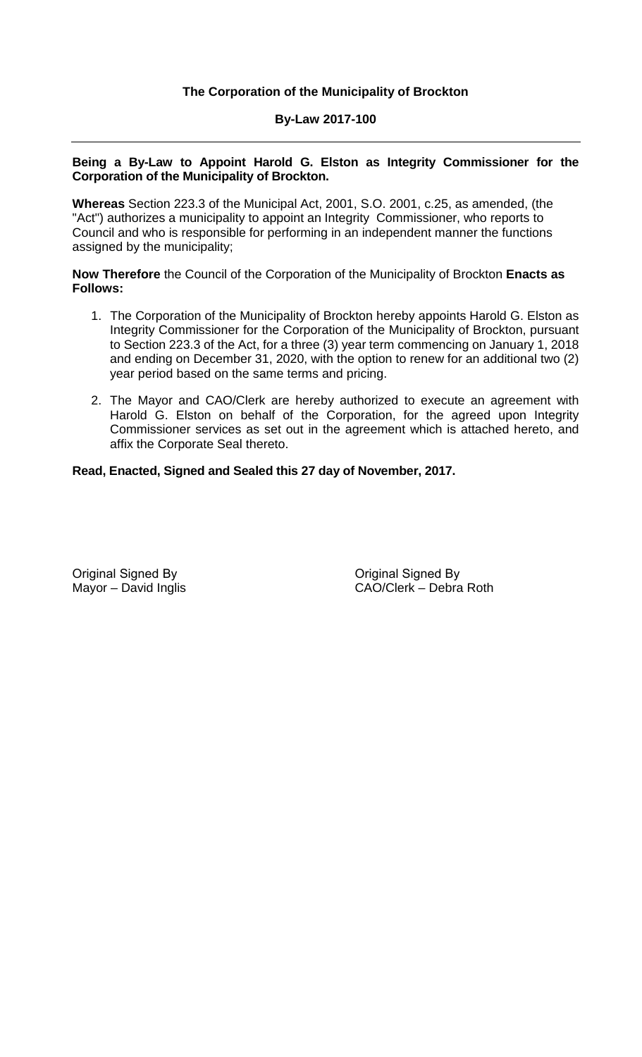**The Corporation of the Municipality of Brockton**

**By-Law 2017-100**

---

**Being a By-Law to Appoint Harold G. Elston as Integrity Commissioner for the Corporation of the Municipality of Brockton.**

**Whereas** Section 223.3 of the Municipal Act, 2001, S.O. 2001, c.25, as amended, (the "Act") authorizes a municipality to appoint an Integrity Commissioner, who reports to Council and who is responsible for performing in an independent manner the functions assigned by the municipality;

**Now Therefore** the Council of the Corporation of the Municipality of Brockton **Enacts as Follows:**

1. The Corporation of the Municipality of Brockton hereby appoints Harold G. Elston as Integrity Commissioner for the Corporation of the Municipality of Brockton, pursuant to Section 223.3 of the Act, for a three (3) year term commencing on January 1, 2018 and ending on December 31, 2020, with the option to renew for an additional two (2) year period based on the same terms and pricing.
2. The Mayor and CAO/Clerk are hereby authorized to execute an agreement with Harold G. Elston on behalf of the Corporation, for the agreed upon Integrity Commissioner services as set out in the agreement which is attached hereto, and affix the Corporate Seal thereto.

**Read, Enacted, Signed and Sealed this 27 day of November, 2017.**

Original Signed By
Mayor – David Inglis

Original Signed By
CAO/Clerk – Debra Roth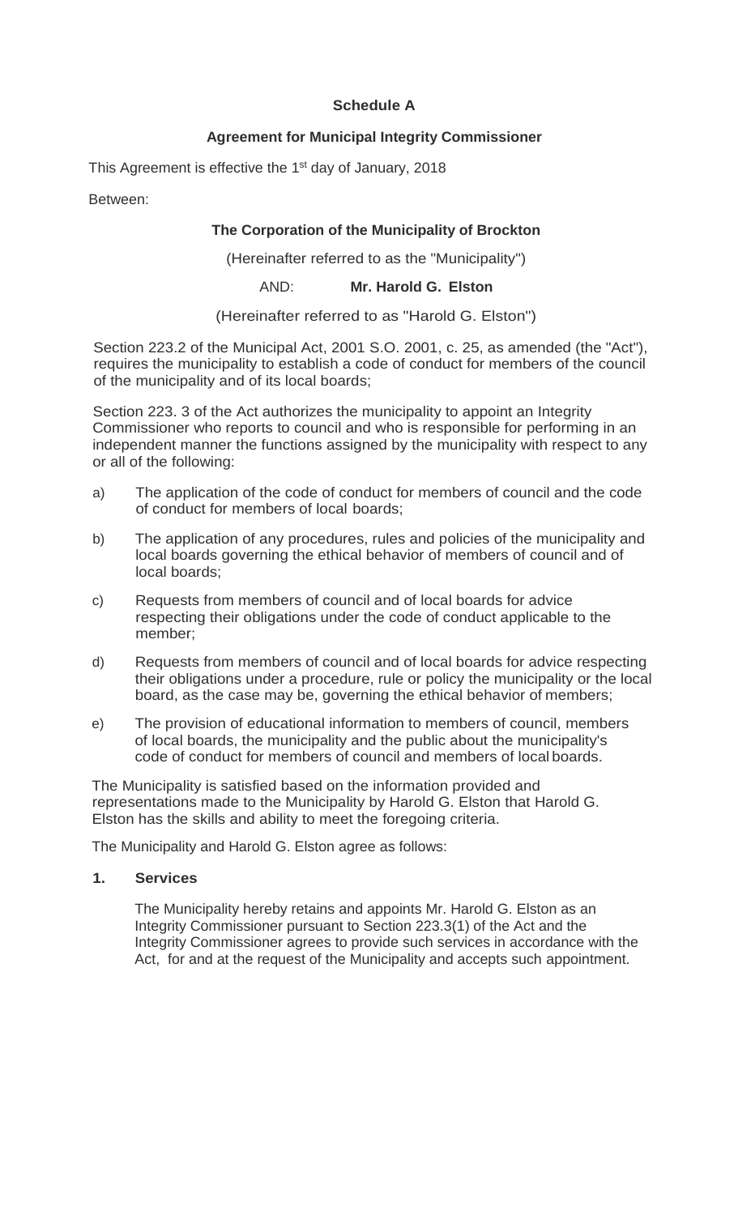**Schedule A**

**Agreement for Municipal Integrity Commissioner**

This Agreement is effective the 1st day of January, 2018

Between:

**The Corporation of the Municipality of Brockton**

(Hereinafter referred to as the "Municipality")

AND: **Mr. Harold G. Elston**

(Hereinafter referred to as "Harold G. Elston")

Section 223.2 of the Municipal Act, 2001 S.O. 2001, c. 25, as amended (the "Act"), requires the municipality to establish a code of conduct for members of the council of the municipality and of its local boards;

Section 223. 3 of the Act authorizes the municipality to appoint an Integrity Commissioner who reports to council and who is responsible for performing in an independent manner the functions assigned by the municipality with respect to any or all of the following:

a) The application of the code of conduct for members of council and the code of conduct for members of local boards;

b) The application of any procedures, rules and policies of the municipality and local boards governing the ethical behavior of members of council and of local boards;

c) Requests from members of council and of local boards for advice respecting their obligations under the code of conduct applicable to the member;

d) Requests from members of council and of local boards for advice respecting their obligations under a procedure, rule or policy the municipality or the local board, as the case may be, governing the ethical behavior of members;

e) The provision of educational information to members of council, members of local boards, the municipality and the public about the municipality's code of conduct for members of council and members of local boards.

The Municipality is satisfied based on the information provided and representations made to the Municipality by Harold G. Elston that Harold G. Elston has the skills and ability to meet the foregoing criteria.

The Municipality and Harold G. Elston agree as follows:

**1. Services**

The Municipality hereby retains and appoints Mr. Harold G. Elston as an Integrity Commissioner pursuant to Section 223.3(1) of the Act and the Integrity Commissioner agrees to provide such services in accordance with the Act, for and at the request of the Municipality and accepts such appointment.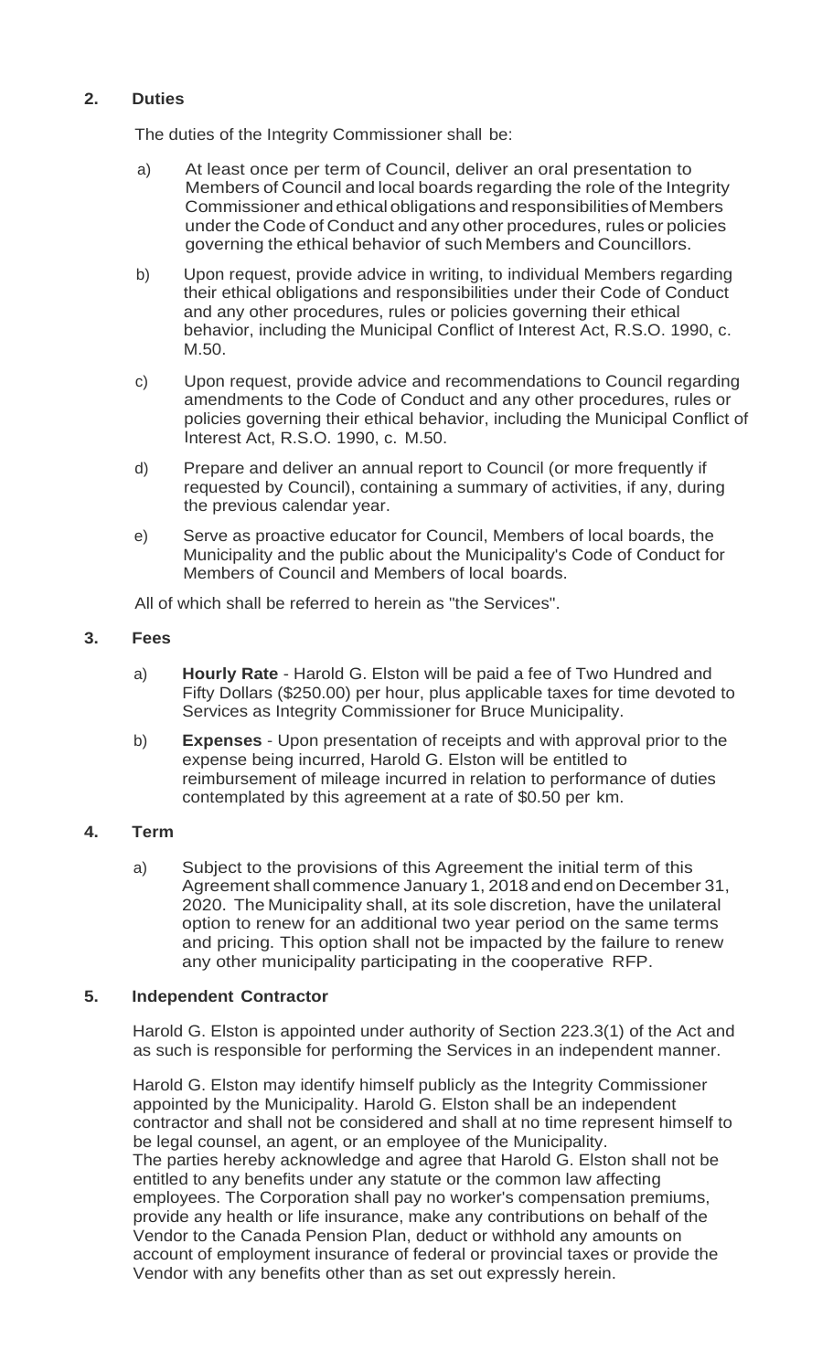## 2. Duties

The duties of the Integrity Commissioner shall be:

a) At least once per term of Council, deliver an oral presentation to Members of Council and local boards regarding the role of the Integrity Commissioner and ethical obligations and responsibilities of Members under the Code of Conduct and any other procedures, rules or policies governing the ethical behavior of such Members and Councillors.

b) Upon request, provide advice in writing, to individual Members regarding their ethical obligations and responsibilities under their Code of Conduct and any other procedures, rules or policies governing their ethical behavior, including the Municipal Conflict of Interest Act, R.S.O. 1990, c. M.50.

c) Upon request, provide advice and recommendations to Council regarding amendments to the Code of Conduct and any other procedures, rules or policies governing their ethical behavior, including the Municipal Conflict of Interest Act, R.S.O. 1990, c. M.50.

d) Prepare and deliver an annual report to Council (or more frequently if requested by Council), containing a summary of activities, if any, during the previous calendar year.

e) Serve as proactive educator for Council, Members of local boards, the Municipality and the public about the Municipality's Code of Conduct for Members of Council and Members of local boards.

All of which shall be referred to herein as "the Services".

## 3. Fees

a) **Hourly Rate** - Harold G. Elston will be paid a fee of Two Hundred and Fifty Dollars ($250.00) per hour, plus applicable taxes for time devoted to Services as Integrity Commissioner for Bruce Municipality.

b) **Expenses** - Upon presentation of receipts and with approval prior to the expense being incurred, Harold G. Elston will be entitled to reimbursement of mileage incurred in relation to performance of duties contemplated by this agreement at a rate of $0.50 per km.

## 4. Term

a) Subject to the provisions of this Agreement the initial term of this Agreement shall commence January 1, 2018 and end on December 31, 2020. The Municipality shall, at its sole discretion, have the unilateral option to renew for an additional two year period on the same terms and pricing. This option shall not be impacted by the failure to renew any other municipality participating in the cooperative RFP.

## 5. Independent Contractor

Harold G. Elston is appointed under authority of Section 223.3(1) of the Act and as such is responsible for performing the Services in an independent manner.

Harold G. Elston may identify himself publicly as the Integrity Commissioner appointed by the Municipality. Harold G. Elston shall be an independent contractor and shall not be considered and shall at no time represent himself to be legal counsel, an agent, or an employee of the Municipality.
The parties hereby acknowledge and agree that Harold G. Elston shall not be entitled to any benefits under any statute or the common law affecting employees. The Corporation shall pay no worker's compensation premiums, provide any health or life insurance, make any contributions on behalf of the Vendor to the Canada Pension Plan, deduct or withhold any amounts on account of employment insurance of federal or provincial taxes or provide the Vendor with any benefits other than as set out expressly herein.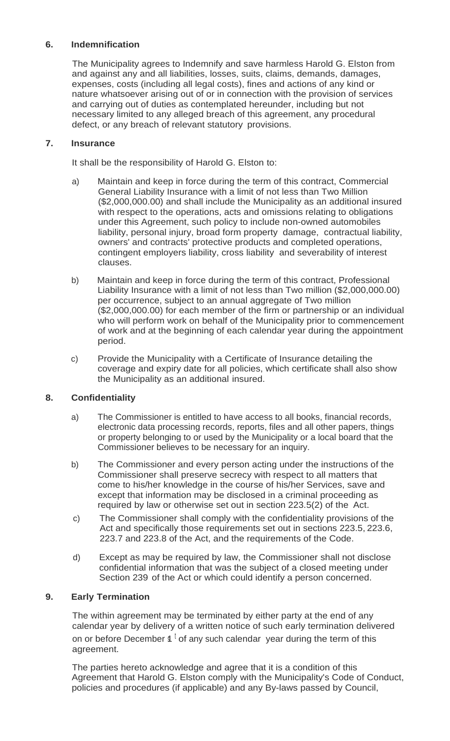**6. Indemnification**

The Municipality agrees to Indemnify and save harmless Harold G. Elston from and against any and all liabilities, losses, suits, claims, demands, damages, expenses, costs (including all legal costs), fines and actions of any kind or nature whatsoever arising out of or in connection with the provision of services and carrying out of duties as contemplated hereunder, including but not necessary limited to any alleged breach of this agreement, any procedural defect, or any breach of relevant statutory provisions.

**7. Insurance**

It shall be the responsibility of Harold G. Elston to:

a) Maintain and keep in force during the term of this contract, Commercial General Liability Insurance with a limit of not less than Two Million ($2,000,000.00) and shall include the Municipality as an additional insured with respect to the operations, acts and omissions relating to obligations under this Agreement, such policy to include non-owned automobiles liability, personal injury, broad form property damage, contractual liability, owners' and contracts' protective products and completed operations, contingent employers liability, cross liability and severability of interest clauses.

b) Maintain and keep in force during the term of this contract, Professional Liability Insurance with a limit of not less than Two million ($2,000,000.00) per occurrence, subject to an annual aggregate of Two million ($2,000,000.00) for each member of the firm or partnership or an individual who will perform work on behalf of the Municipality prior to commencement of work and at the beginning of each calendar year during the appointment period.

c) Provide the Municipality with a Certificate of Insurance detailing the coverage and expiry date for all policies, which certificate shall also show the Municipality as an additional insured.

**8. Confidentiality**

a) The Commissioner is entitled to have access to all books, financial records, electronic data processing records, reports, files and all other papers, things or property belonging to or used by the Municipality or a local board that the Commissioner believes to be necessary for an inquiry.

b) The Commissioner and every person acting under the instructions of the Commissioner shall preserve secrecy with respect to all matters that come to his/her knowledge in the course of his/her Services, save and except that information may be disclosed in a criminal proceeding as required by law or otherwise set out in section 223.5(2) of the Act.

c) The Commissioner shall comply with the confidentiality provisions of the Act and specifically those requirements set out in sections 223.5, 223.6, 223.7 and 223.8 of the Act, and the requirements of the Code.

d) Except as may be required by law, the Commissioner shall not disclose confidential information that was the subject of a closed meeting under Section 239 of the Act or which could identify a person concerned.

**9. Early Termination**

The within agreement may be terminated by either party at the end of any calendar year by delivery of a written notice of such early termination delivered on or before December 1st of any such calendar year during the term of this agreement.

The parties hereto acknowledge and agree that it is a condition of this Agreement that Harold G. Elston comply with the Municipality's Code of Conduct, policies and procedures (if applicable) and any By-laws passed by Council,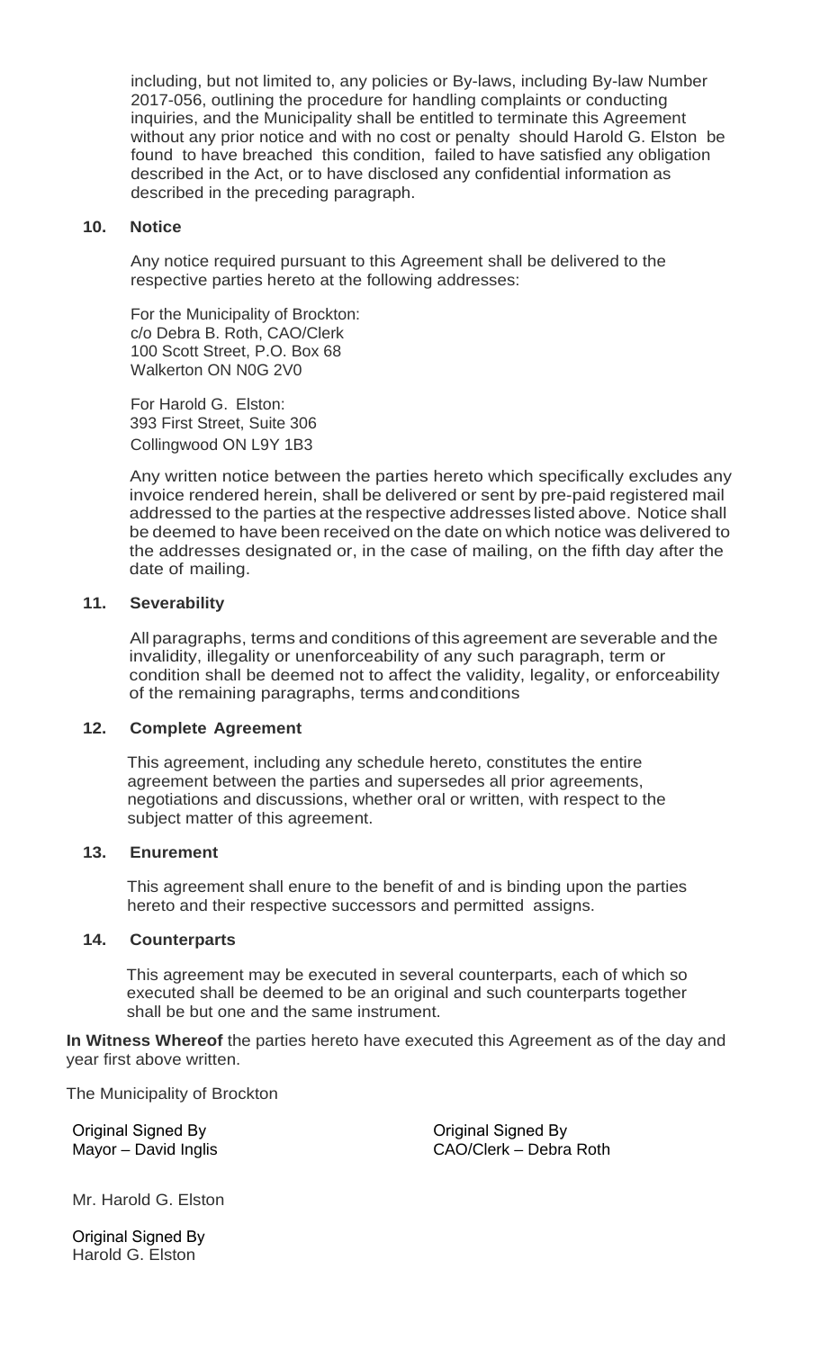including, but not limited to, any policies or By-laws, including By-law Number 2017-056, outlining the procedure for handling complaints or conducting inquiries, and the Municipality shall be entitled to terminate this Agreement without any prior notice and with no cost or penalty should Harold G. Elston be found to have breached this condition, failed to have satisfied any obligation described in the Act, or to have disclosed any confidential information as described in the preceding paragraph.

**10. Notice**

Any notice required pursuant to this Agreement shall be delivered to the respective parties hereto at the following addresses:

For the Municipality of Brockton:
c/o Debra B. Roth, CAO/Clerk
100 Scott Street, P.O. Box 68
Walkerton ON N0G 2V0

For Harold G. Elston:
393 First Street, Suite 306
Collingwood ON L9Y 1B3

Any written notice between the parties hereto which specifically excludes any invoice rendered herein, shall be delivered or sent by pre-paid registered mail addressed to the parties at the respective addresses listed above. Notice shall be deemed to have been received on the date on which notice was delivered to the addresses designated or, in the case of mailing, on the fifth day after the date of mailing.

**11. Severability**

All paragraphs, terms and conditions of this agreement are severable and the invalidity, illegality or unenforceability of any such paragraph, term or condition shall be deemed not to affect the validity, legality, or enforceability of the remaining paragraphs, terms andconditions

**12. Complete Agreement**

This agreement, including any schedule hereto, constitutes the entire agreement between the parties and supersedes all prior agreements, negotiations and discussions, whether oral or written, with respect to the subject matter of this agreement.

**13. Enurement**

This agreement shall ensure to the benefit of and is binding upon the parties hereto and their respective successors and permitted assigns.

**14. Counterparts**

This agreement may be executed in several counterparts, each of which so executed shall be deemed to be an original and such counterparts together shall be but one and the same instrument.

**In Witness Whereof** the parties hereto have executed this Agreement as of the day and year first above written.

The Municipality of Brockton

Original Signed By
Mayor – David Inglis

Original Signed By
CAO/Clerk – Debra Roth

Mr. Harold G. Elston

Original Signed By
Harold G. Elston